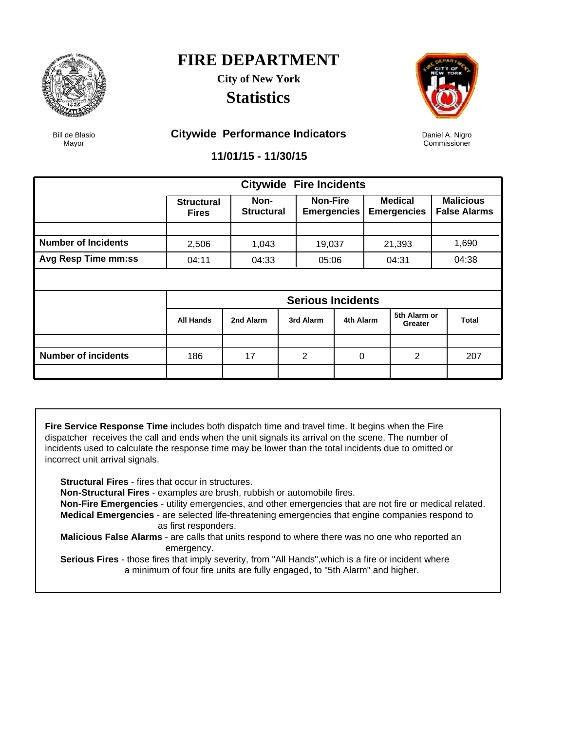# FIRE DEPARTMENT

**City of New York**

## Statistics

Bill de Blasio
Mayor

Daniel A. Nigro
Commissioner

### Citywide Performance Indicators

**11/01/15 - 11/30/15**

| Citywide Fire Incidents | Structural Fires | Non-Structural | Non-Fire Emergencies | Medical Emergencies | Malicious False Alarms |
|---|---|---|---|---|---|
| **Number of Incidents** | 2,506 | 1,043 | 19,037 | 21,393 | 1,690 |
| **Avg Resp Time mm:ss** | 04:11 | 04:33 | 05:06 | 04:31 | 04:38 |

| Serious Incidents | All Hands | 2nd Alarm | 3rd Alarm | 4th Alarm | 5th Alarm or Greater | Total |
|---|---|---|---|---|---|---|
| **Number of incidents** | 186 | 17 | 2 | 0 | 2 | 207 |

**Fire Service Response Time** includes both dispatch time and travel time. It begins when the Fire dispatcher receives the call and ends when the unit signals its arrival on the scene. The number of incidents used to calculate the response time may be lower than the total incidents due to omitted or incorrect unit arrival signals.

**Structural Fires** - fires that occur in structures.
**Non-Structural Fires** - examples are brush, rubbish or automobile fires.
**Non-Fire Emergencies** - utility emergencies, and other emergencies that are not fire or medical related.
**Medical Emergencies** - are selected life-threatening emergencies that engine companies respond to as first responders.
**Malicious False Alarms** - are calls that units respond to where there was no one who reported an emergency.
**Serious Fires** - those fires that imply severity, from "All Hands",which is a fire or incident where a minimum of four fire units are fully engaged, to "5th Alarm" and higher.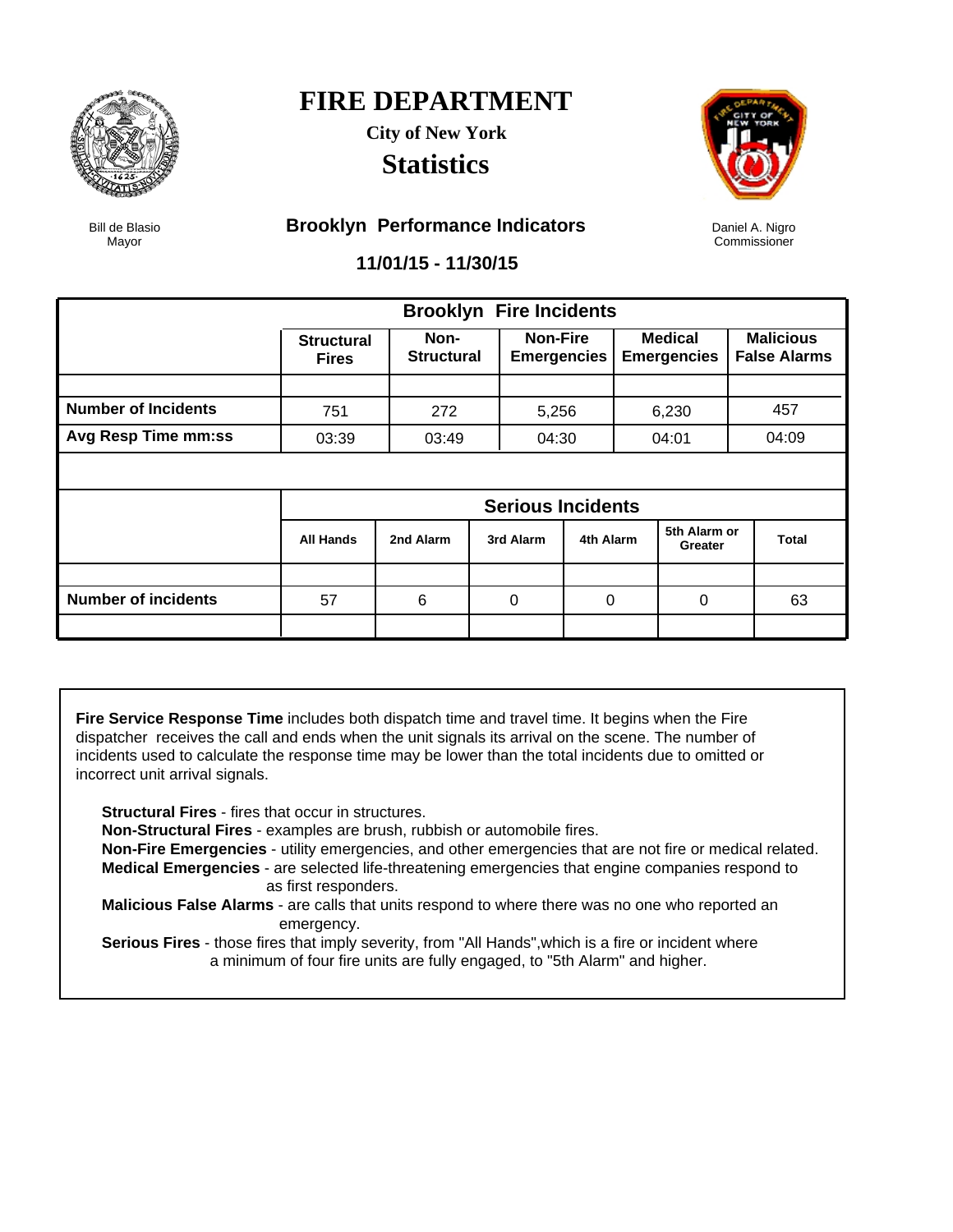# FIRE DEPARTMENT

**City of New York**

## Statistics

Bill de Blasio
Mayor

Daniel A. Nigro
Commissioner

### Brooklyn Performance Indicators

**11/01/15 - 11/30/15**

| Brooklyn Fire Incidents | Structural Fires | Non-Structural | Non-Fire Emergencies | Medical Emergencies | Malicious False Alarms |
|---|---|---|---|---|---|
| Number of Incidents | 751 | 272 | 5,256 | 6,230 | 457 |
| Avg Resp Time mm:ss | 03:39 | 03:49 | 04:30 | 04:01 | 04:09 |

| Serious Incidents | All Hands | 2nd Alarm | 3rd Alarm | 4th Alarm | 5th Alarm or Greater | Total |
|---|---|---|---|---|---|---|
| Number of incidents | 57 | 6 | 0 | 0 | 0 | 63 |

**Fire Service Response Time** includes both dispatch time and travel time. It begins when the Fire dispatcher receives the call and ends when the unit signals its arrival on the scene. The number of incidents used to calculate the response time may be lower than the total incidents due to omitted or incorrect unit arrival signals.

**Structural Fires** - fires that occur in structures.
**Non-Structural Fires** - examples are brush, rubbish or automobile fires.
**Non-Fire Emergencies** - utility emergencies, and other emergencies that are not fire or medical related.
**Medical Emergencies** - are selected life-threatening emergencies that engine companies respond to as first responders.
**Malicious False Alarms** - are calls that units respond to where there was no one who reported an emergency.
**Serious Fires** - those fires that imply severity, from "All Hands",which is a fire or incident where a minimum of four fire units are fully engaged, to "5th Alarm" and higher.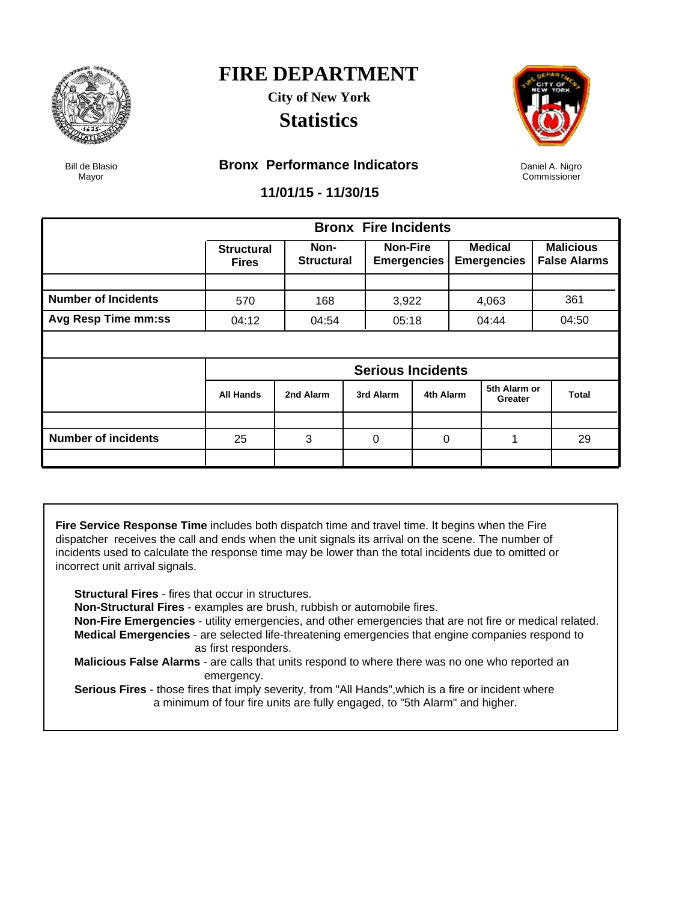# FIRE DEPARTMENT

**City of New York**

## Statistics

Bill de Blasio
Mayor

Daniel A. Nigro
Commissioner

### Bronx Performance Indicators

**11/01/15 - 11/30/15**

| | Bronx Fire Incidents | | | | |
|---|---|---|---|---|---|
| | **Structural Fires** | **Non-Structural** | **Non-Fire Emergencies** | **Medical Emergencies** | **Malicious False Alarms** |
| **Number of Incidents** | 570 | 168 | 3,922 | 4,063 | 361 |
| **Avg Resp Time mm:ss** | 04:12 | 04:54 | 05:18 | 04:44 | 04:50 |

| | Serious Incidents | | | | | |
|---|---|---|---|---|---|---|
| | **All Hands** | **2nd Alarm** | **3rd Alarm** | **4th Alarm** | **5th Alarm or Greater** | **Total** |
| **Number of incidents** | 25 | 3 | 0 | 0 | 1 | 29 |

**Fire Service Response Time** includes both dispatch time and travel time. It begins when the Fire dispatcher receives the call and ends when the unit signals its arrival on the scene. The number of incidents used to calculate the response time may be lower than the total incidents due to omitted or incorrect unit arrival signals.

**Structural Fires** - fires that occur in structures.
**Non-Structural Fires** - examples are brush, rubbish or automobile fires.
**Non-Fire Emergencies** - utility emergencies, and other emergencies that are not fire or medical related.
**Medical Emergencies** - are selected life-threatening emergencies that engine companies respond to as first responders.
**Malicious False Alarms** - are calls that units respond to where there was no one who reported an emergency.
**Serious Fires** - those fires that imply severity, from "All Hands",which is a fire or incident where a minimum of four fire units are fully engaged, to "5th Alarm" and higher.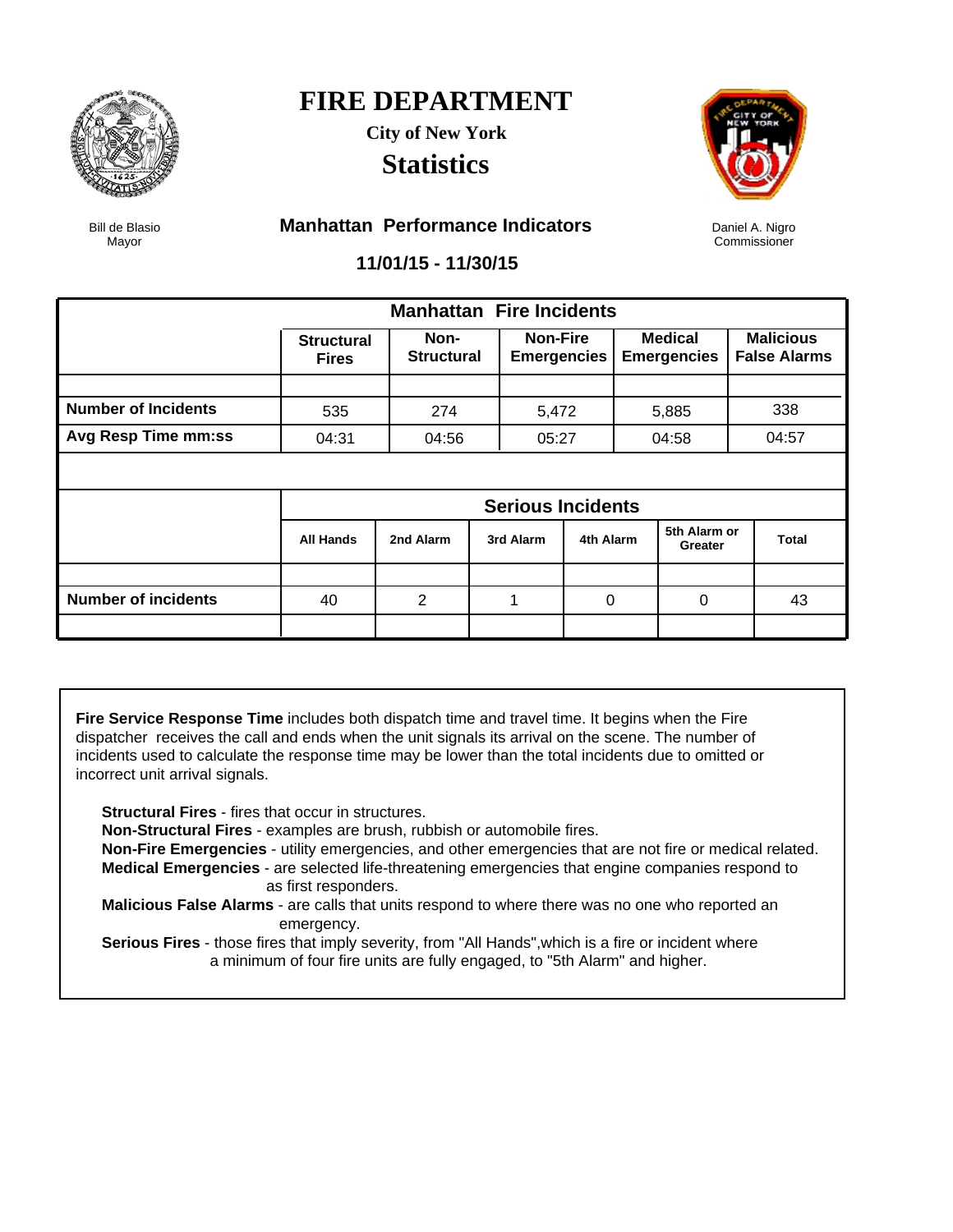# FIRE DEPARTMENT

**City of New York**

## Statistics

Bill de Blasio
Mayor

Daniel A. Nigro
Commissioner

### Manhattan Performance Indicators

**11/01/15 - 11/30/15**

| Manhattan Fire Incidents | Structural Fires | Non-Structural | Non-Fire Emergencies | Medical Emergencies | Malicious False Alarms |
|---|---|---|---|---|---|
| **Number of Incidents** | 535 | 274 | 5,472 | 5,885 | 338 |
| **Avg Resp Time mm:ss** | 04:31 | 04:56 | 05:27 | 04:58 | 04:57 |

| Serious Incidents | All Hands | 2nd Alarm | 3rd Alarm | 4th Alarm | 5th Alarm or Greater | Total |
|---|---|---|---|---|---|---|
| **Number of incidents** | 40 | 2 | 1 | 0 | 0 | 43 |

**Fire Service Response Time** includes both dispatch time and travel time. It begins when the Fire dispatcher receives the call and ends when the unit signals its arrival on the scene. The number of incidents used to calculate the response time may be lower than the total incidents due to omitted or incorrect unit arrival signals.

**Structural Fires** - fires that occur in structures.
**Non-Structural Fires** - examples are brush, rubbish or automobile fires.
**Non-Fire Emergencies** - utility emergencies, and other emergencies that are not fire or medical related.
**Medical Emergencies** - are selected life-threatening emergencies that engine companies respond to as first responders.
**Malicious False Alarms** - are calls that units respond to where there was no one who reported an emergency.
**Serious Fires** - those fires that imply severity, from "All Hands",which is a fire or incident where a minimum of four fire units are fully engaged, to "5th Alarm" and higher.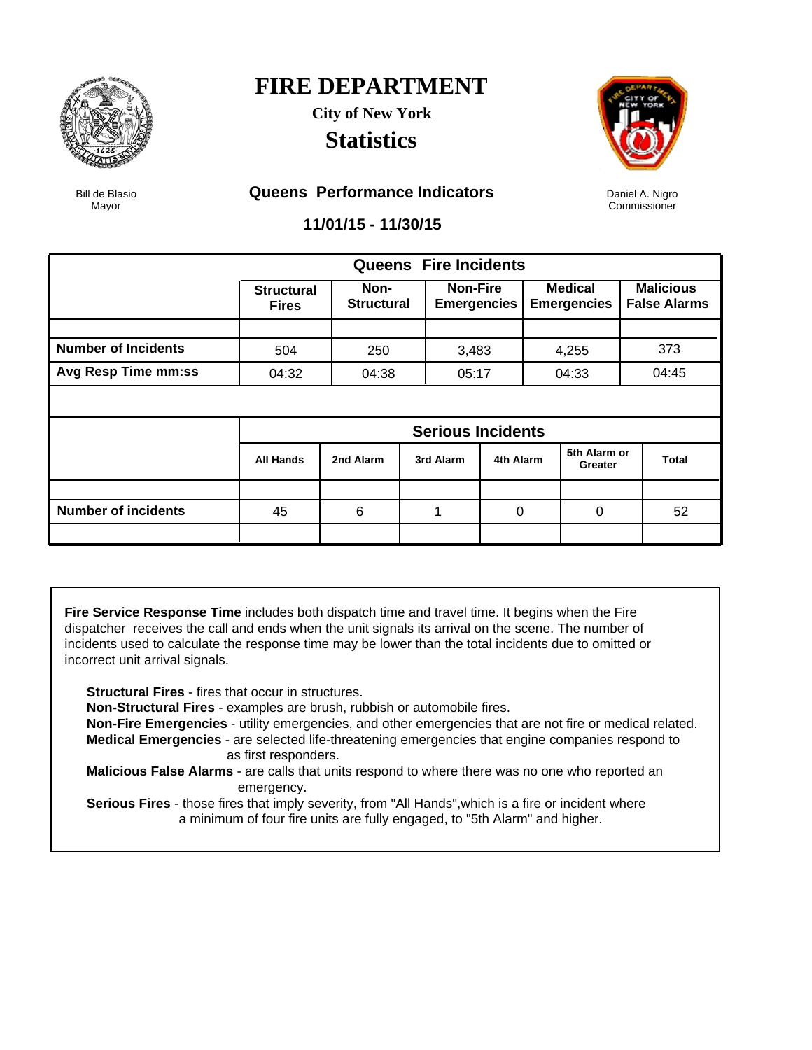# FIRE DEPARTMENT

**City of New York**

## Statistics

Bill de Blasio
Mayor

Daniel A. Nigro
Commissioner

### Queens Performance Indicators

**11/01/15 - 11/30/15**

| | Queens Fire Incidents | | | | |
|---|---|---|---|---|---|
| | **Structural Fires** | **Non-Structural** | **Non-Fire Emergencies** | **Medical Emergencies** | **Malicious False Alarms** |
| **Number of Incidents** | 504 | 250 | 3,483 | 4,255 | 373 |
| **Avg Resp Time mm:ss** | 04:32 | 04:38 | 05:17 | 04:33 | 04:45 |

| | Serious Incidents | | | | | |
|---|---|---|---|---|---|---|
| | **All Hands** | **2nd Alarm** | **3rd Alarm** | **4th Alarm** | **5th Alarm or Greater** | **Total** |
| **Number of incidents** | 45 | 6 | 1 | 0 | 0 | 52 |

**Fire Service Response Time** includes both dispatch time and travel time. It begins when the Fire dispatcher receives the call and ends when the unit signals its arrival on the scene. The number of incidents used to calculate the response time may be lower than the total incidents due to omitted or incorrect unit arrival signals.

- **Structural Fires** - fires that occur in structures.
- **Non-Structural Fires** - examples are brush, rubbish or automobile fires.
- **Non-Fire Emergencies** - utility emergencies, and other emergencies that are not fire or medical related.
- **Medical Emergencies** - are selected life-threatening emergencies that engine companies respond to as first responders.
- **Malicious False Alarms** - are calls that units respond to where there was no one who reported an emergency.
- **Serious Fires** - those fires that imply severity, from "All Hands",which is a fire or incident where a minimum of four fire units are fully engaged, to "5th Alarm" and higher.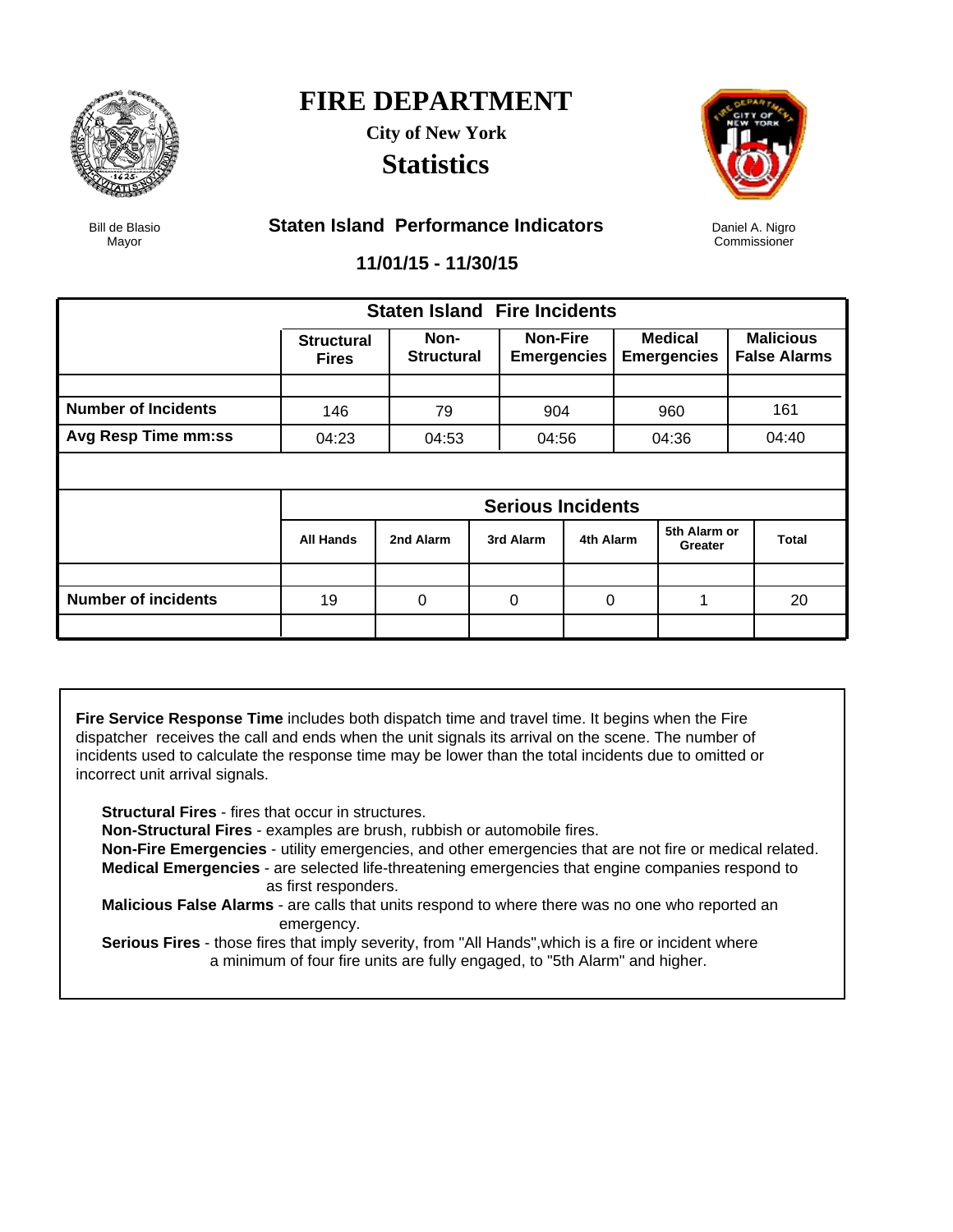# FIRE DEPARTMENT

**City of New York**

## Statistics

Bill de Blasio
Mayor

### Staten Island Performance Indicators

Daniel A. Nigro
Commissioner

**11/01/15 - 11/30/15**

| Staten Island Fire Incidents | Structural Fires | Non-Structural | Non-Fire Emergencies | Medical Emergencies | Malicious False Alarms |
|---|---|---|---|---|---|
| **Number of Incidents** | 146 | 79 | 904 | 960 | 161 |
| **Avg Resp Time mm:ss** | 04:23 | 04:53 | 04:56 | 04:36 | 04:40 |

| Serious Incidents | All Hands | 2nd Alarm | 3rd Alarm | 4th Alarm | 5th Alarm or Greater | Total |
|---|---|---|---|---|---|---|
| **Number of incidents** | 19 | 0 | 0 | 0 | 1 | 20 |

**Fire Service Response Time** includes both dispatch time and travel time. It begins when the Fire dispatcher receives the call and ends when the unit signals its arrival on the scene. The number of incidents used to calculate the response time may be lower than the total incidents due to omitted or incorrect unit arrival signals.

**Structural Fires** - fires that occur in structures.
**Non-Structural Fires** - examples are brush, rubbish or automobile fires.
**Non-Fire Emergencies** - utility emergencies, and other emergencies that are not fire or medical related.
**Medical Emergencies** - are selected life-threatening emergencies that engine companies respond to as first responders.
**Malicious False Alarms** - are calls that units respond to where there was no one who reported an emergency.
**Serious Fires** - those fires that imply severity, from "All Hands",which is a fire or incident where a minimum of four fire units are fully engaged, to "5th Alarm" and higher.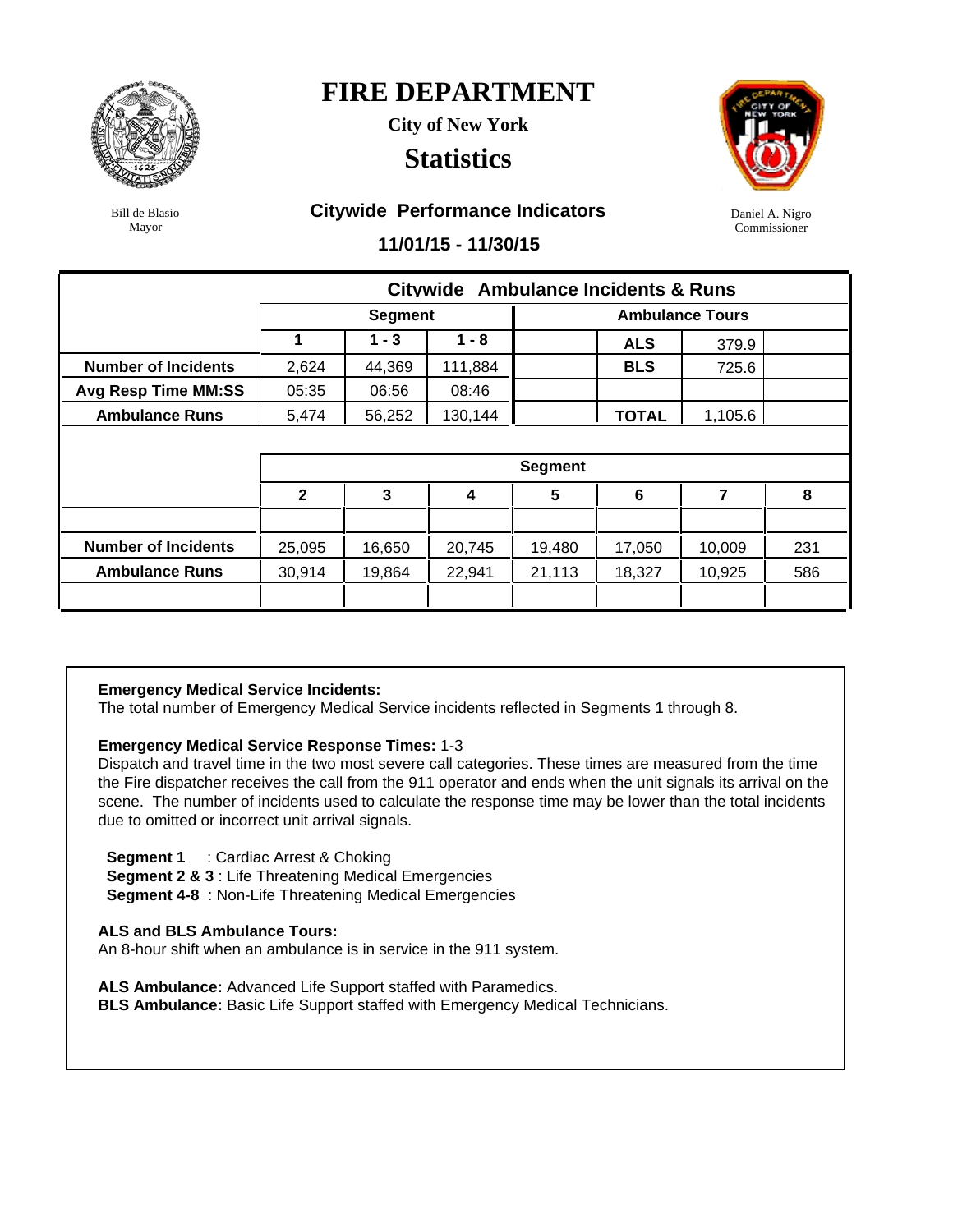# FIRE DEPARTMENT

**City of New York**

## Statistics

Bill de Blasio
Mayor

Daniel A. Nigro
Commissioner

### Citywide Performance Indicators

**11/01/15 - 11/30/15**

| Citywide Ambulance Incidents & Runs | | | | | | |
|---|---|---|---|---|---|---|
| | Segment | | | Ambulance Tours | | |
| | 1 | 1 - 3 | 1 - 8 | | | |
| Number of Incidents | 2,624 | 44,369 | 111,884 | | ALS | 379.9 |
| Avg Resp Time MM:SS | 05:35 | 06:56 | 08:46 | | BLS | 725.6 |
| Ambulance Runs | 5,474 | 56,252 | 130,144 | | TOTAL | 1,105.6 |

| | Segment | | | | | | |
|---|---|---|---|---|---|---|---|
| | 2 | 3 | 4 | 5 | 6 | 7 | 8 |
| Number of Incidents | 25,095 | 16,650 | 20,745 | 19,480 | 17,050 | 10,009 | 231 |
| Ambulance Runs | 30,914 | 19,864 | 22,941 | 21,113 | 18,327 | 10,925 | 586 |

**Emergency Medical Service Incidents:**
The total number of Emergency Medical Service incidents reflected in Segments 1 through 8.

**Emergency Medical Service Response Times:** 1-3
Dispatch and travel time in the two most severe call categories. These times are measured from the time the Fire dispatcher receives the call from the 911 operator and ends when the unit signals its arrival on the scene. The number of incidents used to calculate the response time may be lower than the total incidents due to omitted or incorrect unit arrival signals.

**Segment 1** : Cardiac Arrest & Choking
**Segment 2 & 3** : Life Threatening Medical Emergencies
**Segment 4-8** : Non-Life Threatening Medical Emergencies

**ALS and BLS Ambulance Tours:**
An 8-hour shift when an ambulance is in service in the 911 system.

**ALS Ambulance:** Advanced Life Support staffed with Paramedics.
**BLS Ambulance:** Basic Life Support staffed with Emergency Medical Technicians.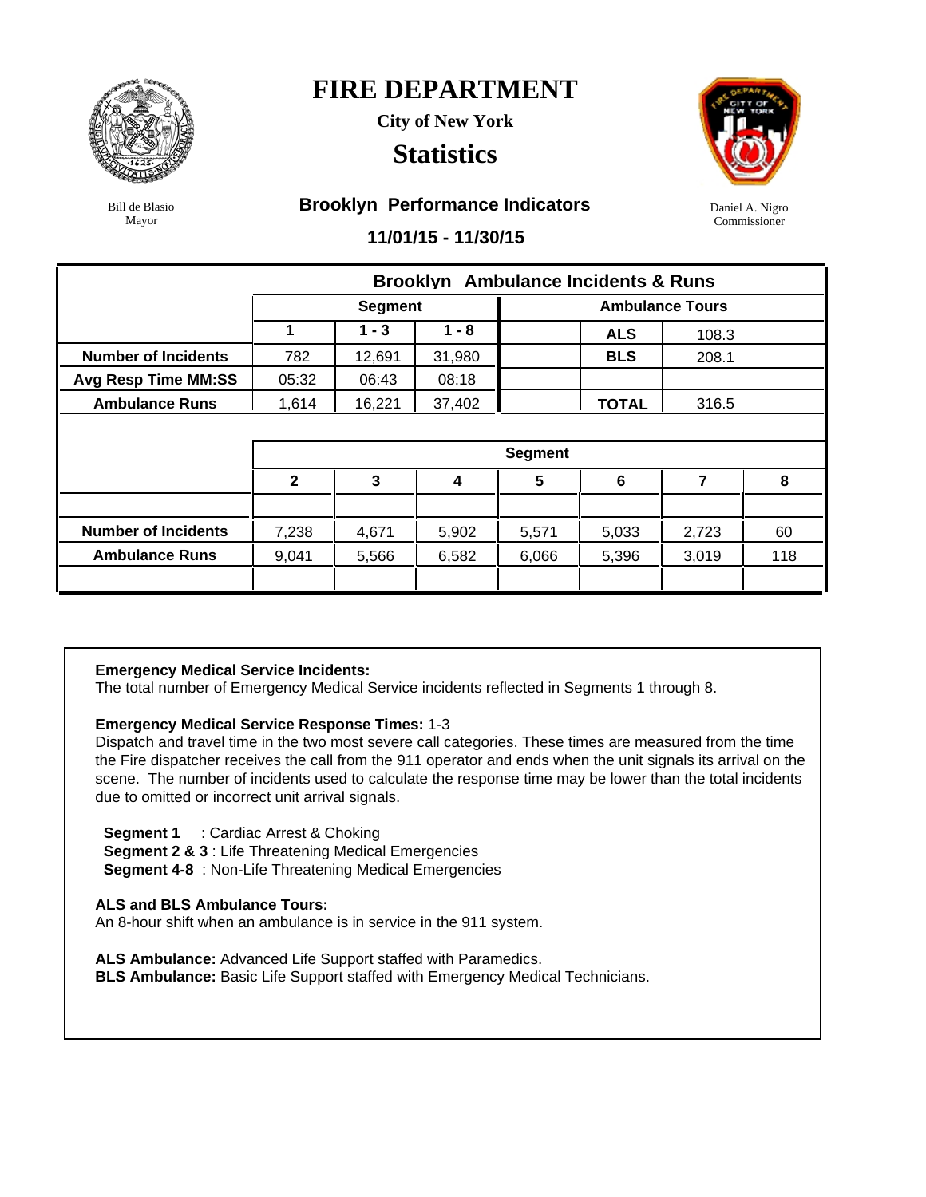# FIRE DEPARTMENT

**City of New York**

## Statistics

Bill de Blasio
Mayor

Daniel A. Nigro
Commissioner

### Brooklyn Performance Indicators

**11/01/15 - 11/30/15**

**Brooklyn Ambulance Incidents & Runs**

| | Segment | | | Ambulance Tours | | |
|---|---|---|---|---|---|---|
| | 1 | 1 - 3 | 1 - 8 | ALS | 108.3 | |
| Number of Incidents | 782 | 12,691 | 31,980 | BLS | 208.1 | |
| Avg Resp Time MM:SS | 05:32 | 06:43 | 08:18 | | | |
| Ambulance Runs | 1,614 | 16,221 | 37,402 | TOTAL | 316.5 | |

| | Segment | | | | | | |
|---|---|---|---|---|---|---|---|
| | 2 | 3 | 4 | 5 | 6 | 7 | 8 |
| Number of Incidents | 7,238 | 4,671 | 5,902 | 5,571 | 5,033 | 2,723 | 60 |
| Ambulance Runs | 9,041 | 5,566 | 6,582 | 6,066 | 5,396 | 3,019 | 118 |

**Emergency Medical Service Incidents:**
The total number of Emergency Medical Service incidents reflected in Segments 1 through 8.

**Emergency Medical Service Response Times:** 1-3
Dispatch and travel time in the two most severe call categories. These times are measured from the time the Fire dispatcher receives the call from the 911 operator and ends when the unit signals its arrival on the scene. The number of incidents used to calculate the response time may be lower than the total incidents due to omitted or incorrect unit arrival signals.

**Segment 1** : Cardiac Arrest & Choking
**Segment 2 & 3** : Life Threatening Medical Emergencies
**Segment 4-8** : Non-Life Threatening Medical Emergencies

**ALS and BLS Ambulance Tours:**
An 8-hour shift when an ambulance is in service in the 911 system.

**ALS Ambulance:** Advanced Life Support staffed with Paramedics.
**BLS Ambulance:** Basic Life Support staffed with Emergency Medical Technicians.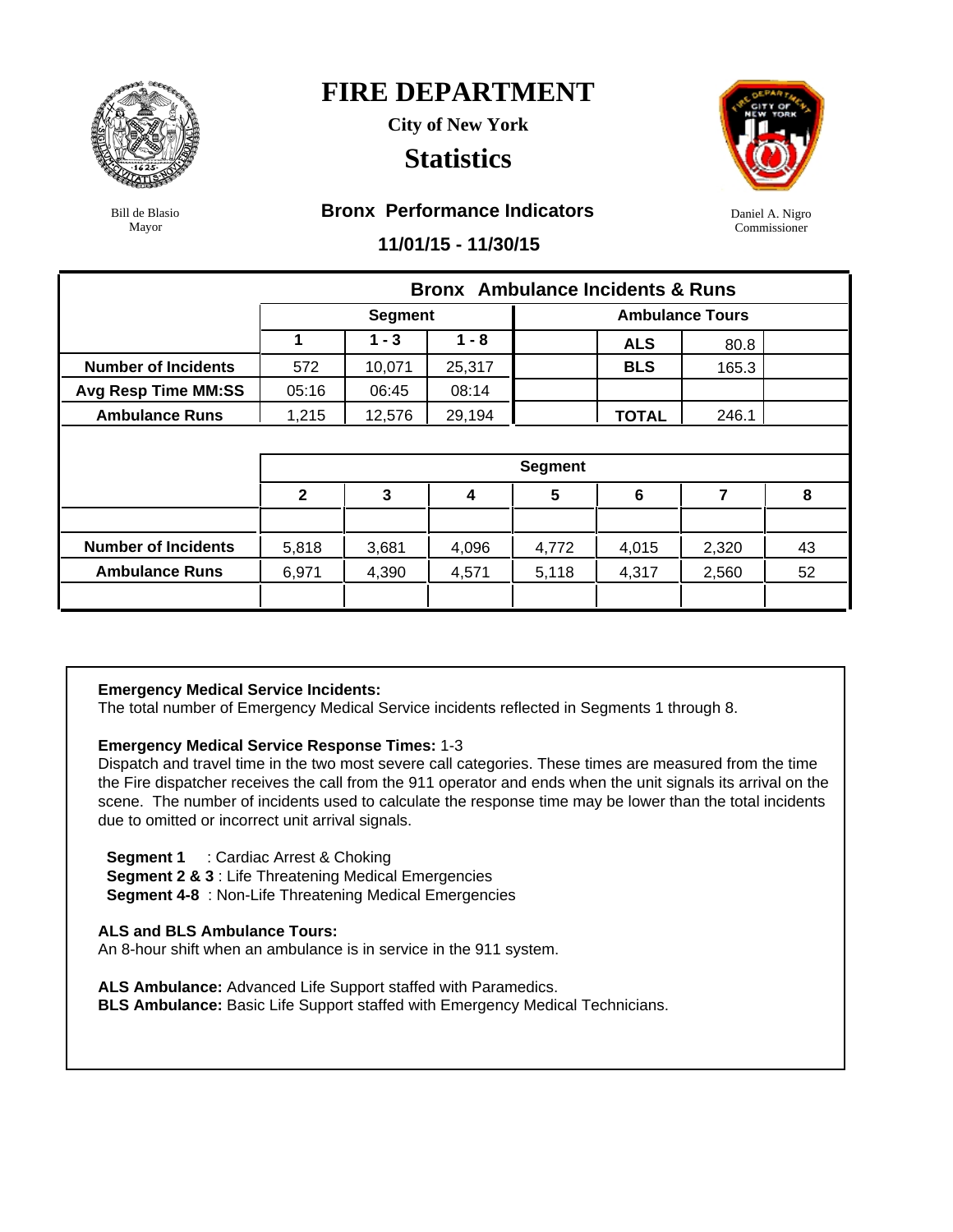# FIRE DEPARTMENT

**City of New York**

## Statistics

Bill de Blasio
Mayor

Daniel A. Nigro
Commissioner

### Bronx Performance Indicators

**11/01/15 - 11/30/15**

| | Bronx Ambulance Incidents & Runs | | | | | | |
|---|---|---|---|---|---|---|---|
| | Segment | | | Ambulance Tours | | | |
| | 1 | 1 - 3 | 1 - 8 | | ALS | 80.8 | |
| Number of Incidents | 572 | 10,071 | 25,317 | | BLS | 165.3 | |
| Avg Resp Time MM:SS | 05:16 | 06:45 | 08:14 | | | | |
| Ambulance Runs | 1,215 | 12,576 | 29,194 | | TOTAL | 246.1 | |

| | Segment | | | | | | |
|---|---|---|---|---|---|---|---|
| | 2 | 3 | 4 | 5 | 6 | 7 | 8 |
| Number of Incidents | 5,818 | 3,681 | 4,096 | 4,772 | 4,015 | 2,320 | 43 |
| Ambulance Runs | 6,971 | 4,390 | 4,571 | 5,118 | 4,317 | 2,560 | 52 |

**Emergency Medical Service Incidents:**
The total number of Emergency Medical Service incidents reflected in Segments 1 through 8.

**Emergency Medical Service Response Times:** 1-3
Dispatch and travel time in the two most severe call categories. These times are measured from the time the Fire dispatcher receives the call from the 911 operator and ends when the unit signals its arrival on the scene. The number of incidents used to calculate the response time may be lower than the total incidents due to omitted or incorrect unit arrival signals.

**Segment 1** : Cardiac Arrest & Choking
**Segment 2 & 3** : Life Threatening Medical Emergencies
**Segment 4-8** : Non-Life Threatening Medical Emergencies

**ALS and BLS Ambulance Tours:**
An 8-hour shift when an ambulance is in service in the 911 system.

**ALS Ambulance:** Advanced Life Support staffed with Paramedics.
**BLS Ambulance:** Basic Life Support staffed with Emergency Medical Technicians.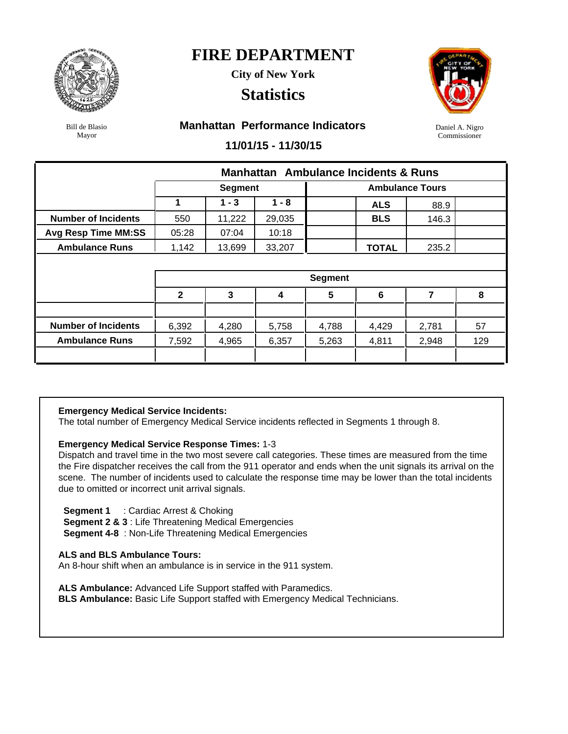# FIRE DEPARTMENT

**City of New York**

## Statistics

Bill de Blasio
Mayor

Daniel A. Nigro
Commissioner

### Manhattan Performance Indicators

**11/01/15 - 11/30/15**

| Manhattan Ambulance Incidents & Runs | | | | | | | |
|---|---|---|---|---|---|---|---|
| | Segment | | | Ambulance Tours | | | |
| | 1 | 1 - 3 | 1 - 8 | | ALS | 88.9 | |
| Number of Incidents | 550 | 11,222 | 29,035 | | BLS | 146.3 | |
| Avg Resp Time MM:SS | 05:28 | 07:04 | 10:18 | | | | |
| Ambulance Runs | 1,142 | 13,699 | 33,207 | | TOTAL | 235.2 | |

| | Segment | | | | | | |
|---|---|---|---|---|---|---|---|
| | 2 | 3 | 4 | 5 | 6 | 7 | 8 |
| Number of Incidents | 6,392 | 4,280 | 5,758 | 4,788 | 4,429 | 2,781 | 57 |
| Ambulance Runs | 7,592 | 4,965 | 6,357 | 5,263 | 4,811 | 2,948 | 129 |

**Emergency Medical Service Incidents:**
The total number of Emergency Medical Service incidents reflected in Segments 1 through 8.

**Emergency Medical Service Response Times:** 1-3
Dispatch and travel time in the two most severe call categories. These times are measured from the time the Fire dispatcher receives the call from the 911 operator and ends when the unit signals its arrival on the scene. The number of incidents used to calculate the response time may be lower than the total incidents due to omitted or incorrect unit arrival signals.

**Segment 1** : Cardiac Arrest & Choking
**Segment 2 & 3** : Life Threatening Medical Emergencies
**Segment 4-8** : Non-Life Threatening Medical Emergencies

**ALS and BLS Ambulance Tours:**
An 8-hour shift when an ambulance is in service in the 911 system.

**ALS Ambulance:** Advanced Life Support staffed with Paramedics.
**BLS Ambulance:** Basic Life Support staffed with Emergency Medical Technicians.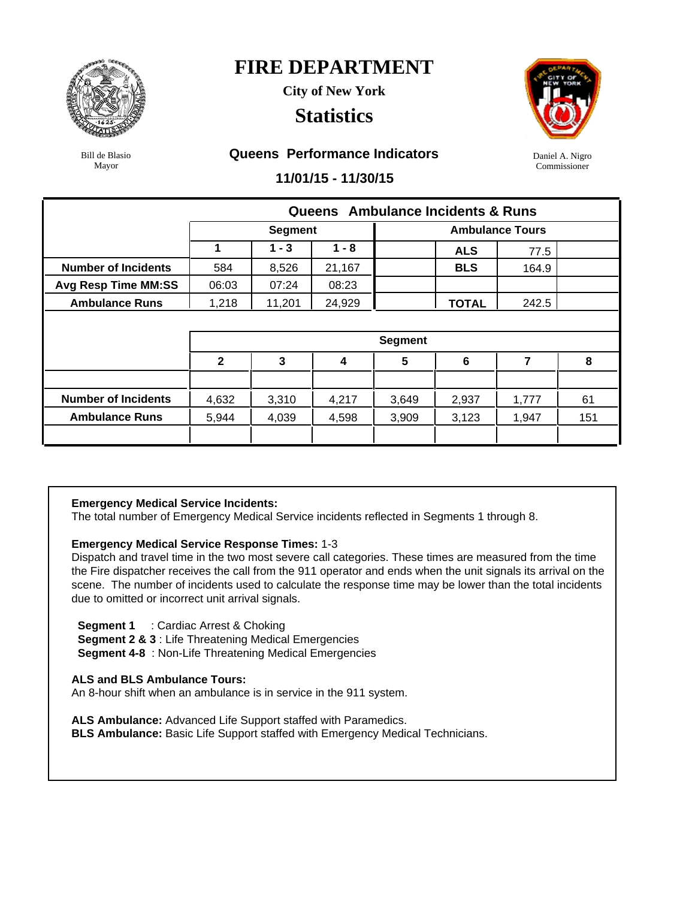# FIRE DEPARTMENT

**City of New York**

## Statistics

Bill de Blasio
Mayor

Daniel A. Nigro
Commissioner

### Queens Performance Indicators

**11/01/15 - 11/30/15**

| Queens Ambulance Incidents & Runs | | | | | | | |
|---|---|---|---|---|---|---|---|
| | Segment | | | Ambulance Tours | | | |
| | 1 | 1 - 3 | 1 - 8 | | ALS | 77.5 | |
| Number of Incidents | 584 | 8,526 | 21,167 | | BLS | 164.9 | |
| Avg Resp Time MM:SS | 06:03 | 07:24 | 08:23 | | | | |
| Ambulance Runs | 1,218 | 11,201 | 24,929 | | TOTAL | 242.5 | |

| | Segment | | | | | | |
|---|---|---|---|---|---|---|---|
| | 2 | 3 | 4 | 5 | 6 | 7 | 8 |
| Number of Incidents | 4,632 | 3,310 | 4,217 | 3,649 | 2,937 | 1,777 | 61 |
| Ambulance Runs | 5,944 | 4,039 | 4,598 | 3,909 | 3,123 | 1,947 | 151 |

**Emergency Medical Service Incidents:**
The total number of Emergency Medical Service incidents reflected in Segments 1 through 8.

**Emergency Medical Service Response Times:** 1-3
Dispatch and travel time in the two most severe call categories. These times are measured from the time the Fire dispatcher receives the call from the 911 operator and ends when the unit signals its arrival on the scene. The number of incidents used to calculate the response time may be lower than the total incidents due to omitted or incorrect unit arrival signals.

**Segment 1** : Cardiac Arrest & Choking
**Segment 2 & 3** : Life Threatening Medical Emergencies
**Segment 4-8** : Non-Life Threatening Medical Emergencies

**ALS and BLS Ambulance Tours:**
An 8-hour shift when an ambulance is in service in the 911 system.

**ALS Ambulance:** Advanced Life Support staffed with Paramedics.
**BLS Ambulance:** Basic Life Support staffed with Emergency Medical Technicians.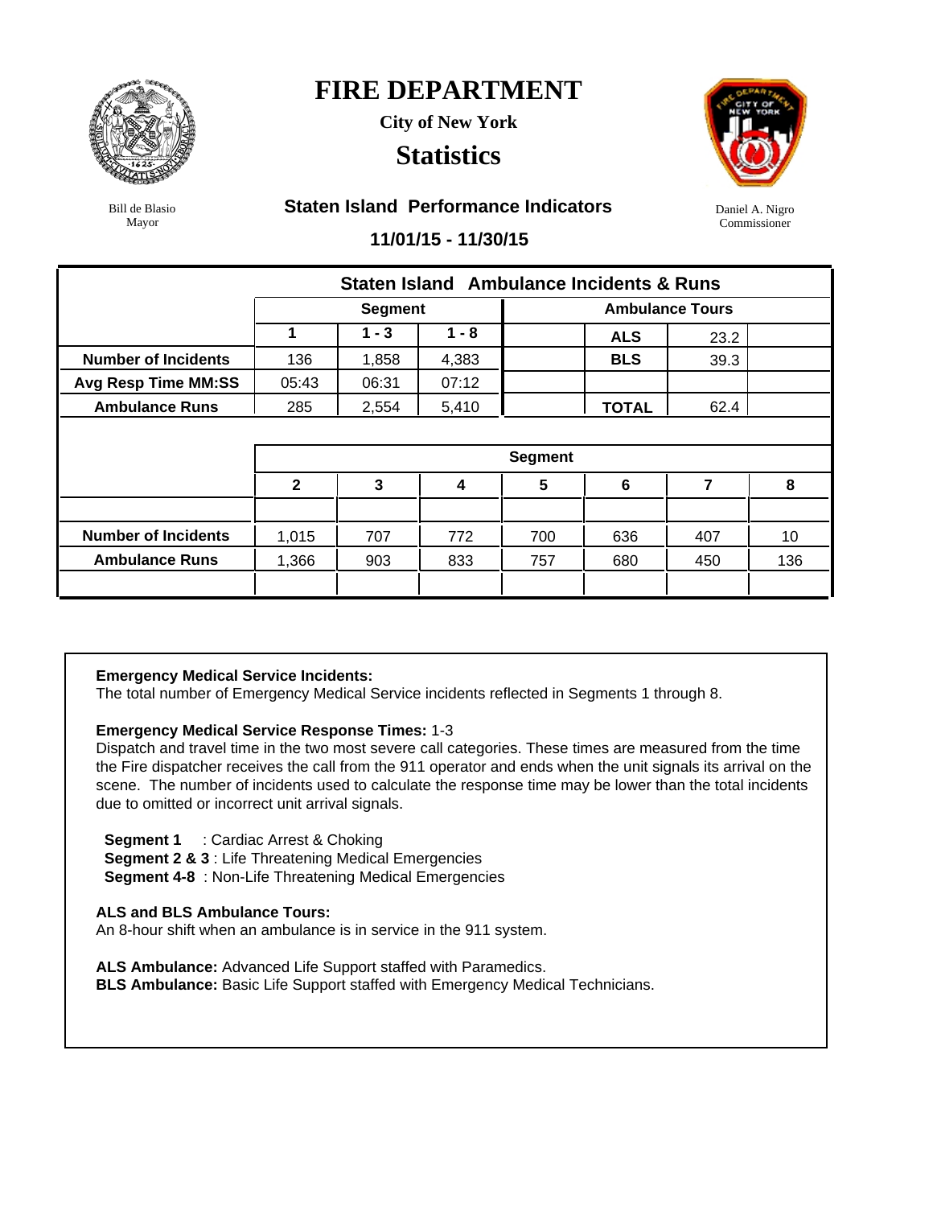# FIRE DEPARTMENT

**City of New York**

## Statistics

Bill de Blasio
Mayor

Daniel A. Nigro
Commissioner

### Staten Island Performance Indicators

**11/01/15 - 11/30/15**

| Staten Island Ambulance Incidents & Runs | Segment | | | Ambulance Tours | | |
|---|---|---|---|---|---|---|
| | **1** | **1 - 3** | **1 - 8** | | | |
| | | | | **ALS** | 23.2 | |
| **Number of Incidents** | 136 | 1,858 | 4,383 | **BLS** | 39.3 | |
| **Avg Resp Time MM:SS** | 05:43 | 06:31 | 07:12 | | | |
| **Ambulance Runs** | 285 | 2,554 | 5,410 | **TOTAL** | 62.4 | |

| | Segment | | | | | | |
|---|---|---|---|---|---|---|---|
| | **2** | **3** | **4** | **5** | **6** | **7** | **8** |
| **Number of Incidents** | 1,015 | 707 | 772 | 700 | 636 | 407 | 10 |
| **Ambulance Runs** | 1,366 | 903 | 833 | 757 | 680 | 450 | 136 |

**Emergency Medical Service Incidents:**
The total number of Emergency Medical Service incidents reflected in Segments 1 through 8.

**Emergency Medical Service Response Times:** 1-3
Dispatch and travel time in the two most severe call categories. These times are measured from the time the Fire dispatcher receives the call from the 911 operator and ends when the unit signals its arrival on the scene. The number of incidents used to calculate the response time may be lower than the total incidents due to omitted or incorrect unit arrival signals.

**Segment 1** : Cardiac Arrest & Choking
**Segment 2 & 3** : Life Threatening Medical Emergencies
**Segment 4-8** : Non-Life Threatening Medical Emergencies

**ALS and BLS Ambulance Tours:**
An 8-hour shift when an ambulance is in service in the 911 system.

**ALS Ambulance:** Advanced Life Support staffed with Paramedics.
**BLS Ambulance:** Basic Life Support staffed with Emergency Medical Technicians.